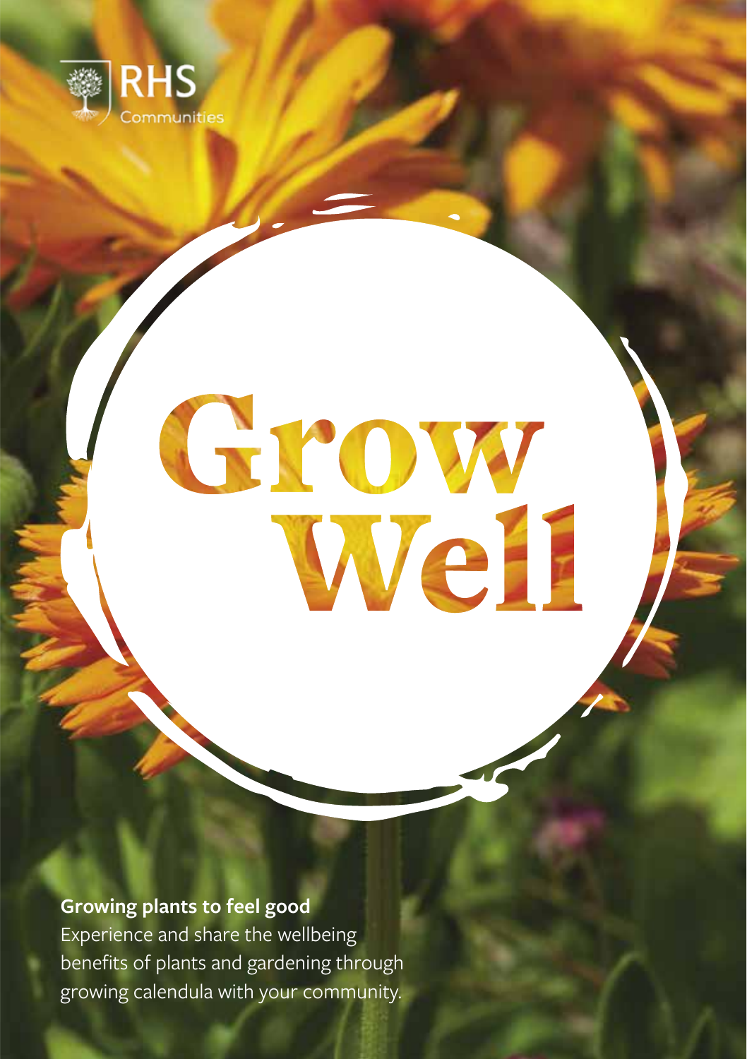RHS Communities

# Grow Well

**Growing plants to feel good**

Experience and share the wellbeing benefits of plants and gardening through growing calendula with your community.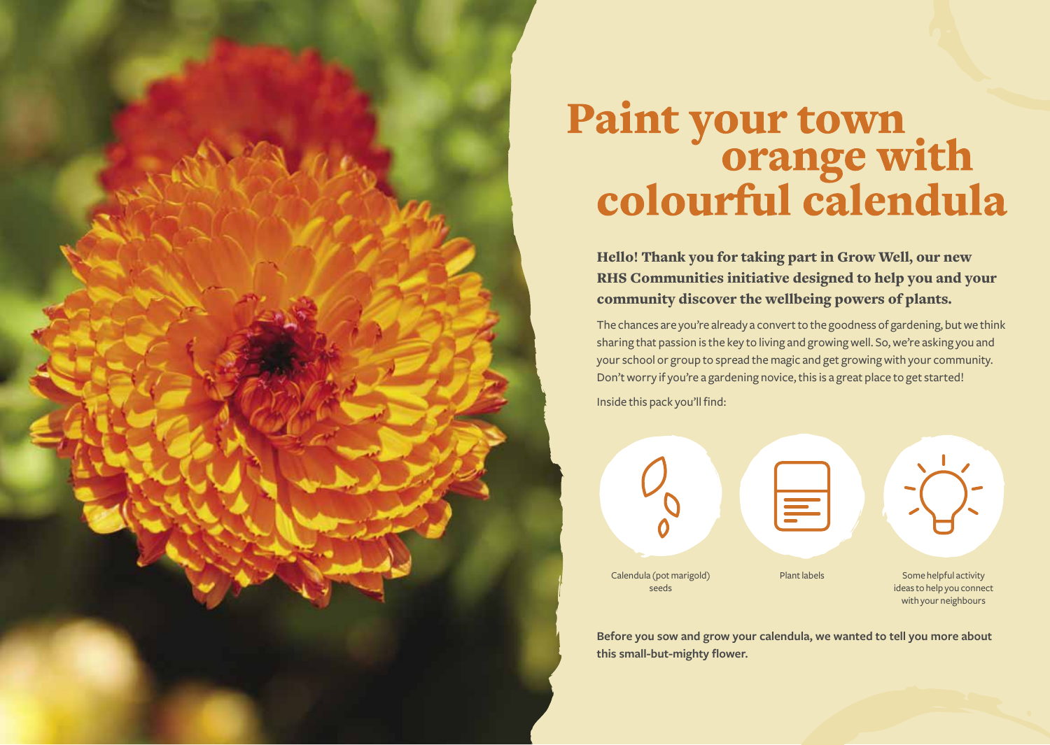# Paint your town orange with colourful calendula

**Hello! Thank you for taking part in Grow Well, our new RHS Communities initiative designed to help you and your community discover the wellbeing powers of plants.**

The chances are you're already a convert to the goodness of gardening, but we think sharing that passion is the key to living and growing well. So, we're asking you and your school or group to spread the magic and get growing with your community. Don't worry if you're a gardening novice, this is a great place to get started!

Inside this pack you'll find:

- Calendula (pot marigold) seeds
- Plant labels
- Some helpful activity ideas to help you connect with your neighbours

**Before you sow and grow your calendula, we wanted to tell you more about this small-but-mighty flower.**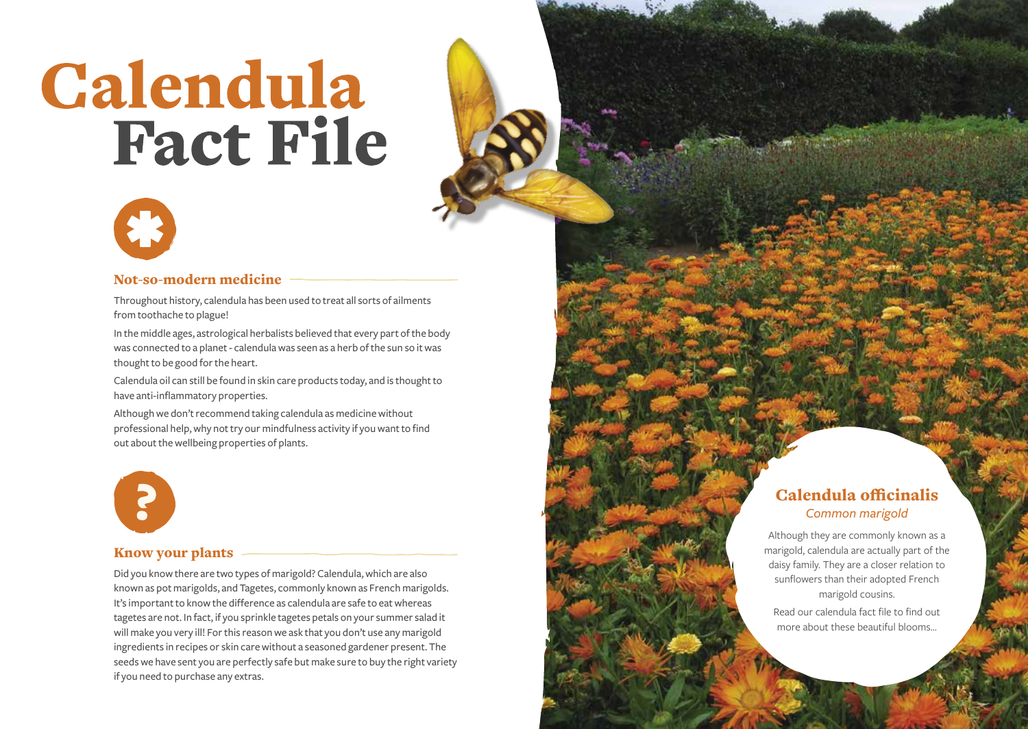# Calendula Fact File

## Not-so-modern medicine

Throughout history, calendula has been used to treat all sorts of ailments from toothache to plague!

In the middle ages, astrological herbalists believed that every part of the body was connected to a planet - calendula was seen as a herb of the sun so it was thought to be good for the heart.

Calendula oil can still be found in skin care products today, and is thought to have anti-inflammatory properties.

Although we don't recommend taking calendula as medicine without professional help, why not try our mindfulness activity if you want to find out about the wellbeing properties of plants.

## Know your plants

Did you know there are two types of marigold? Calendula, which are also known as pot marigolds, and Tagetes, commonly known as French marigolds. It's important to know the difference as calendula are safe to eat whereas tagetes are not. In fact, if you sprinkle tagetes petals on your summer salad it will make you very ill! For this reason we ask that you don't use any marigold ingredients in recipes or skin care without a seasoned gardener present. The seeds we have sent you are perfectly safe but make sure to buy the right variety if you need to purchase any extras.

## Calendula officinalis

*Common marigold*

Although they are commonly known as a marigold, calendula are actually part of the daisy family. They are a closer relation to sunflowers than their adopted French marigold cousins.

Read our calendula fact file to find out more about these beautiful blooms...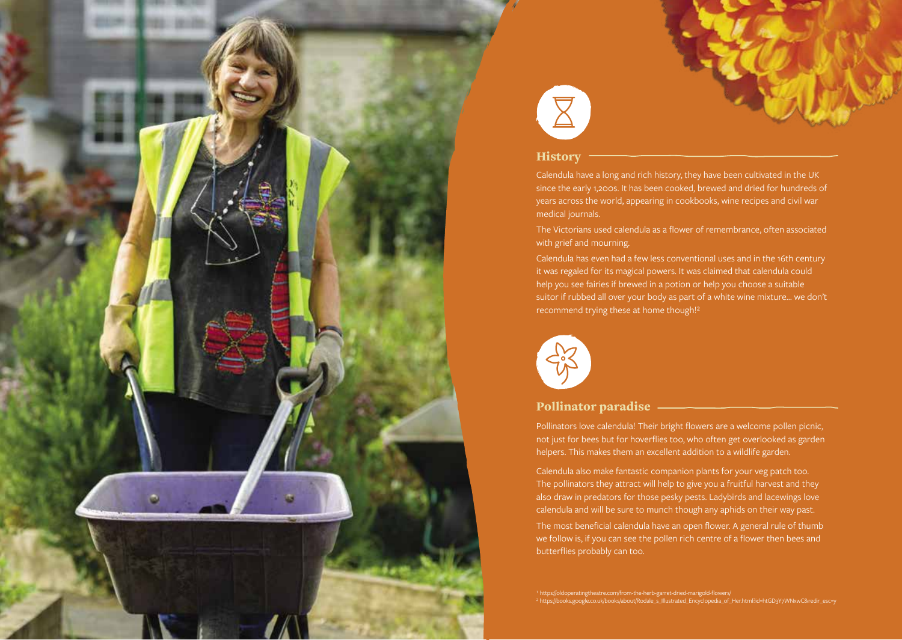## History

Calendula have a long and rich history, they have been cultivated in the UK since the early 1,200s. It has been cooked, brewed and dried for hundreds of years across the world, appearing in cookbooks, wine recipes and civil war medical journals.

The Victorians used calendula as a flower of remembrance, often associated with grief and mourning.

Calendula has even had a few less conventional uses and in the 16th century it was regaled for its magical powers. It was claimed that calendula could help you see fairies if brewed in a potion or help you choose a suitable suitor if rubbed all over your body as part of a white wine mixture... we don't recommend trying these at home though![2]

## Pollinator paradise

Pollinators love calendula! Their bright flowers are a welcome pollen picnic, not just for bees but for hoverflies too, who often get overlooked as garden helpers. This makes them an excellent addition to a wildlife garden.

Calendula also make fantastic companion plants for your veg patch too. The pollinators they attract will help to give you a fruitful harvest and they also draw in predators for those pesky pests. Ladybirds and lacewings love calendula and will be sure to munch though any aphids on their way past.

The most beneficial calendula have an open flower. A general rule of thumb we follow is, if you can see the pollen rich centre of a flower then bees and butterflies probably can too.

[1] https://oldoperatingtheatre.com/from-the-herb-garret-dried-marigold-flowers/
[2] https://books.google.co.uk/books/about/Rodale_s_Illustrated_Encyclopedia_of_Her.html?id=htGD3Y7WNxwC&redir_esc=y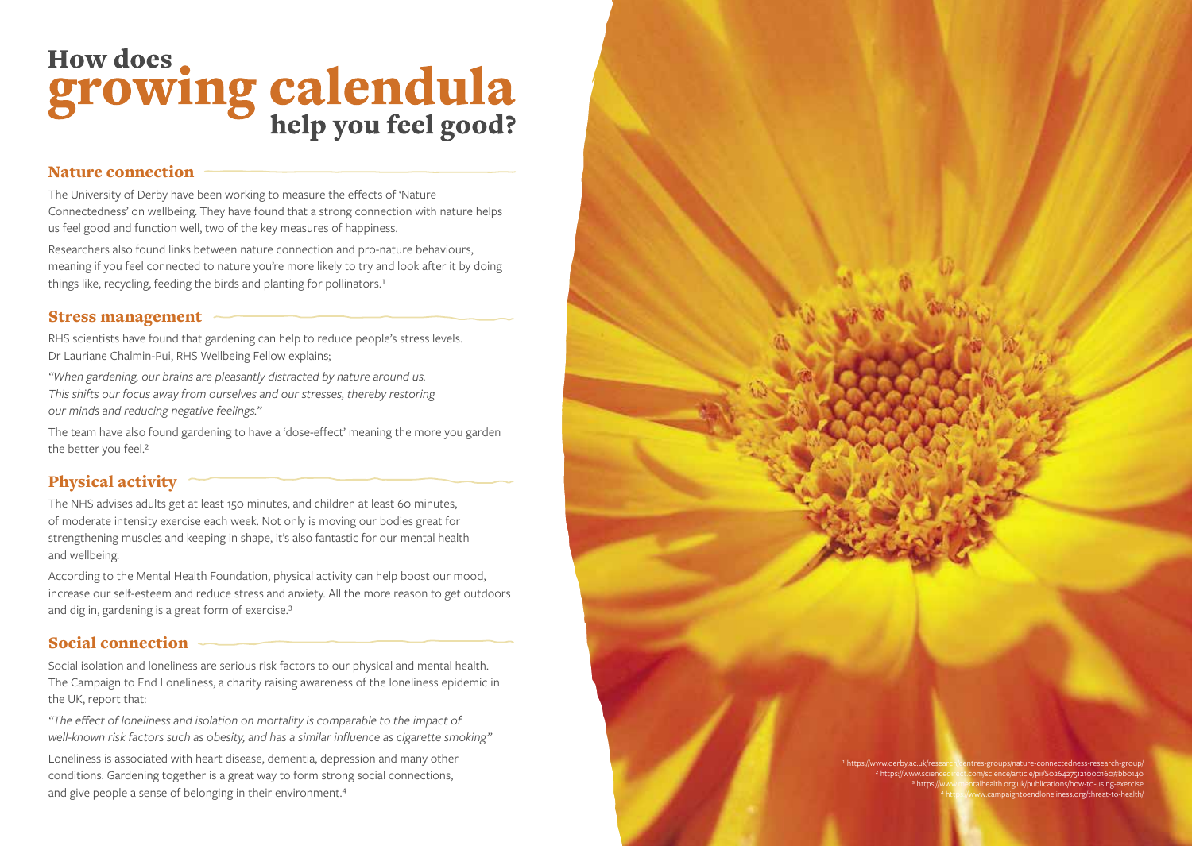# How does growing calendula help you feel good?

## Nature connection

The University of Derby have been working to measure the effects of 'Nature Connectedness' on wellbeing. They have found that a strong connection with nature helps us feel good and function well, two of the key measures of happiness.

Researchers also found links between nature connection and pro-nature behaviours, meaning if you feel connected to nature you're more likely to try and look after it by doing things like, recycling, feeding the birds and planting for pollinators.[1]

## Stress management

RHS scientists have found that gardening can help to reduce people's stress levels. Dr Lauriane Chalmin-Pui, RHS Wellbeing Fellow explains;

*"When gardening, our brains are pleasantly distracted by nature around us. This shifts our focus away from ourselves and our stresses, thereby restoring our minds and reducing negative feelings."*

The team have also found gardening to have a 'dose-effect' meaning the more you garden the better you feel.[2]

## Physical activity

The NHS advises adults get at least 150 minutes, and children at least 60 minutes, of moderate intensity exercise each week. Not only is moving our bodies great for strengthening muscles and keeping in shape, it's also fantastic for our mental health and wellbeing.

According to the Mental Health Foundation, physical activity can help boost our mood, increase our self-esteem and reduce stress and anxiety. All the more reason to get outdoors and dig in, gardening is a great form of exercise.[3]

## Social connection

Social isolation and loneliness are serious risk factors to our physical and mental health. The Campaign to End Loneliness, a charity raising awareness of the loneliness epidemic in the UK, report that:

*"The effect of loneliness and isolation on mortality is comparable to the impact of well-known risk factors such as obesity, and has a similar influence as cigarette smoking"*

Loneliness is associated with heart disease, dementia, depression and many other conditions. Gardening together is a great way to form strong social connections, and give people a sense of belonging in their environment.[4]

[1] https://www.derby.ac.uk/research/centres-groups/nature-connectedness-research-group/
[2] https://www.sciencedirect.com/science/article/pii/S0264275121000160#bb0140
[3] https://www.mentalhealth.org.uk/publications/how-to-using-exercise
[4] https://www.campaigntoendloneliness.org/threat-to-health/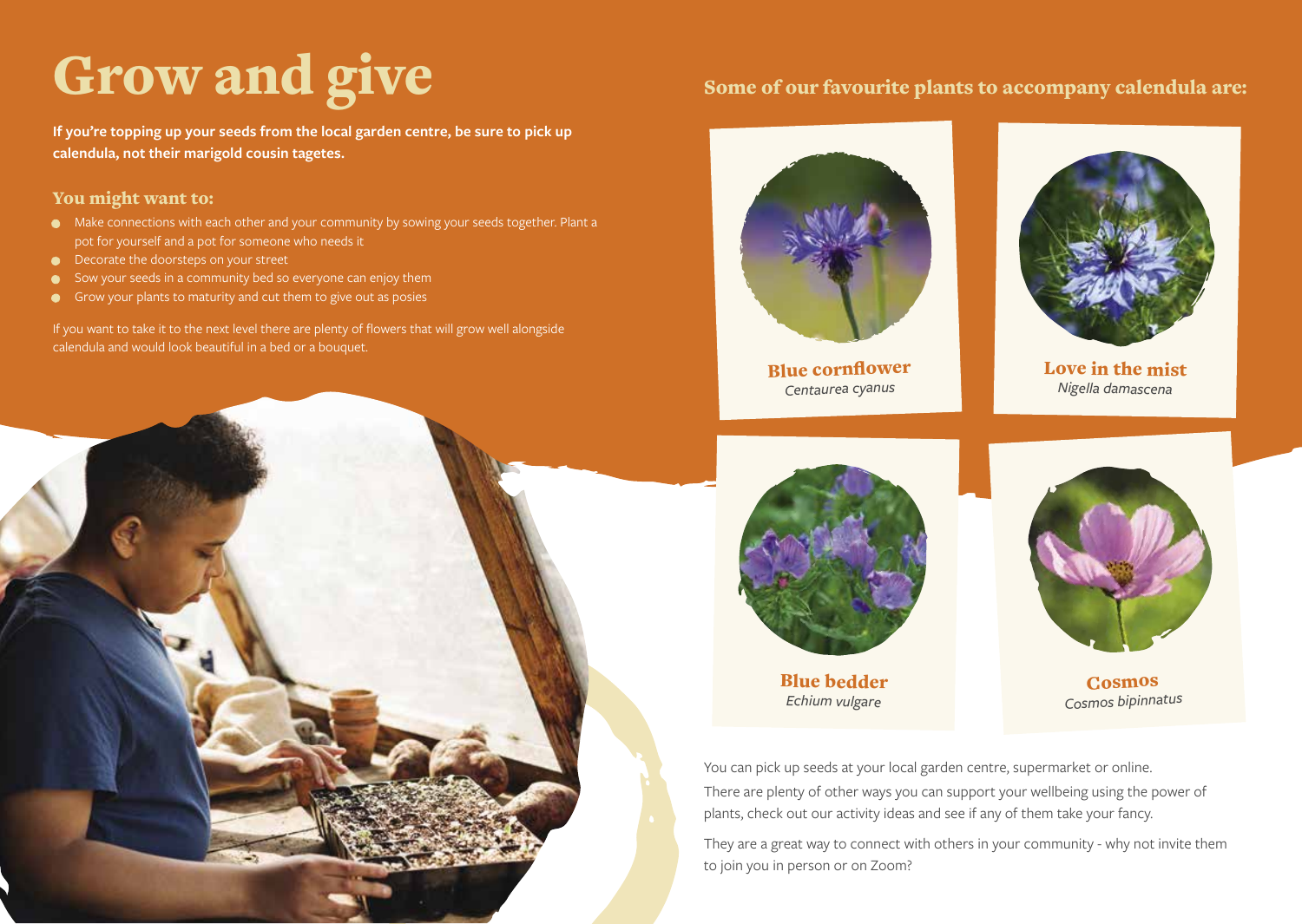# Grow and give

**If you're topping up your seeds from the local garden centre, be sure to pick up calendula, not their marigold cousin tagetes.**

## You might want to:

- Make connections with each other and your community by sowing your seeds together. Plant a pot for yourself and a pot for someone who needs it
- Decorate the doorsteps on your street
- Sow your seeds in a community bed so everyone can enjoy them
- Grow your plants to maturity and cut them to give out as posies

If you want to take it to the next level there are plenty of flowers that will grow well alongside calendula and would look beautiful in a bed or a bouquet.

## Some of our favourite plants to accompany calendula are:

**Blue cornflower**
*Centaurea cyanus*

**Love in the mist**
*Nigella damascena*

**Blue bedder**
*Echium vulgare*

**Cosmos**
*Cosmos bipinnatus*

You can pick up seeds at your local garden centre, supermarket or online.

There are plenty of other ways you can support your wellbeing using the power of plants, check out our activity ideas and see if any of them take your fancy.

They are a great way to connect with others in your community - why not invite them to join you in person or on Zoom?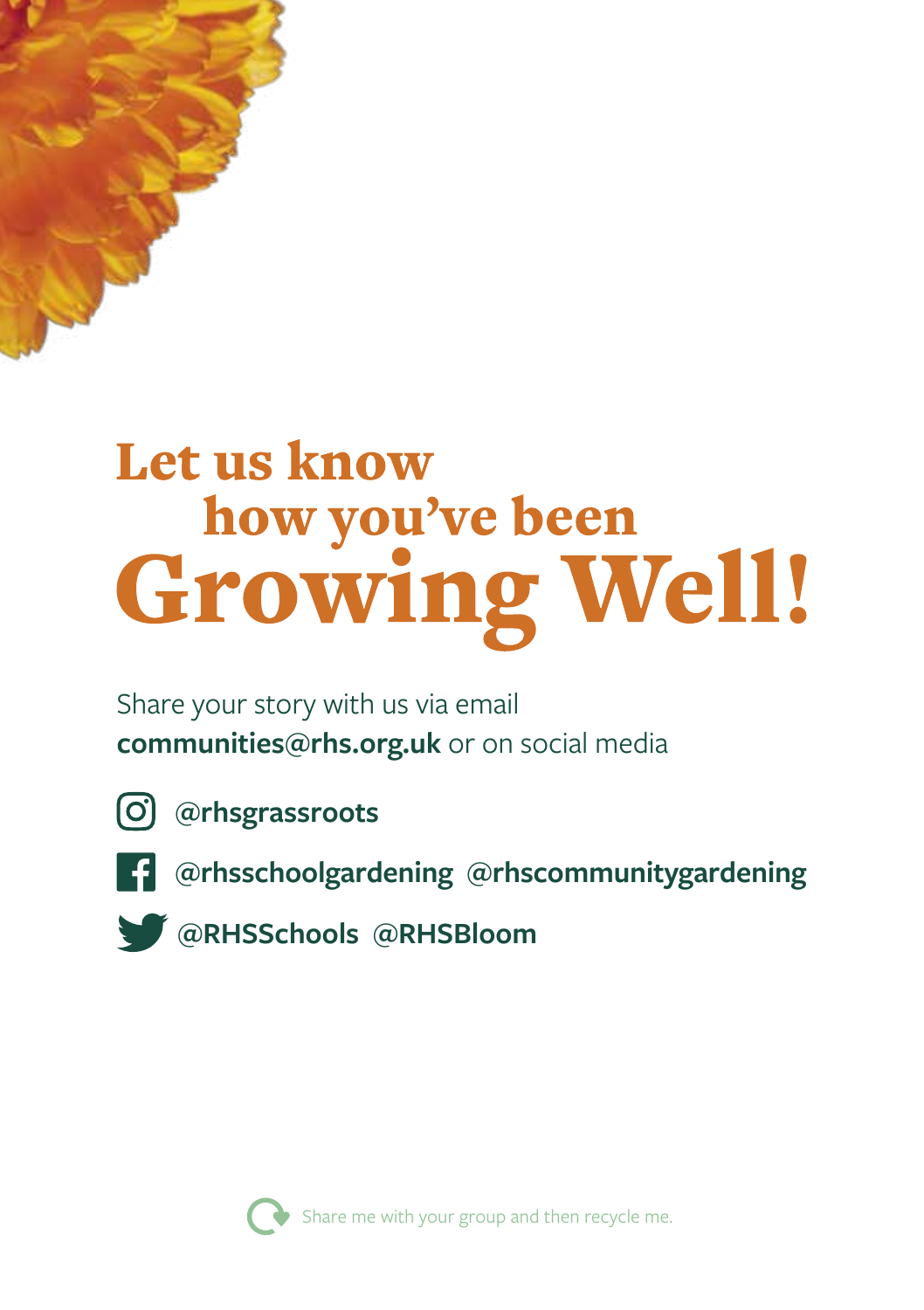# Let us know how you've been Growing Well!

Share your story with us via email **communities@rhs.org.uk** or on social media

**@rhsgrassroots**

**@rhsschoolgardening @rhscommunitygardening**

**@RHSSchools @RHSBloom**

Share me with your group and then recycle me.